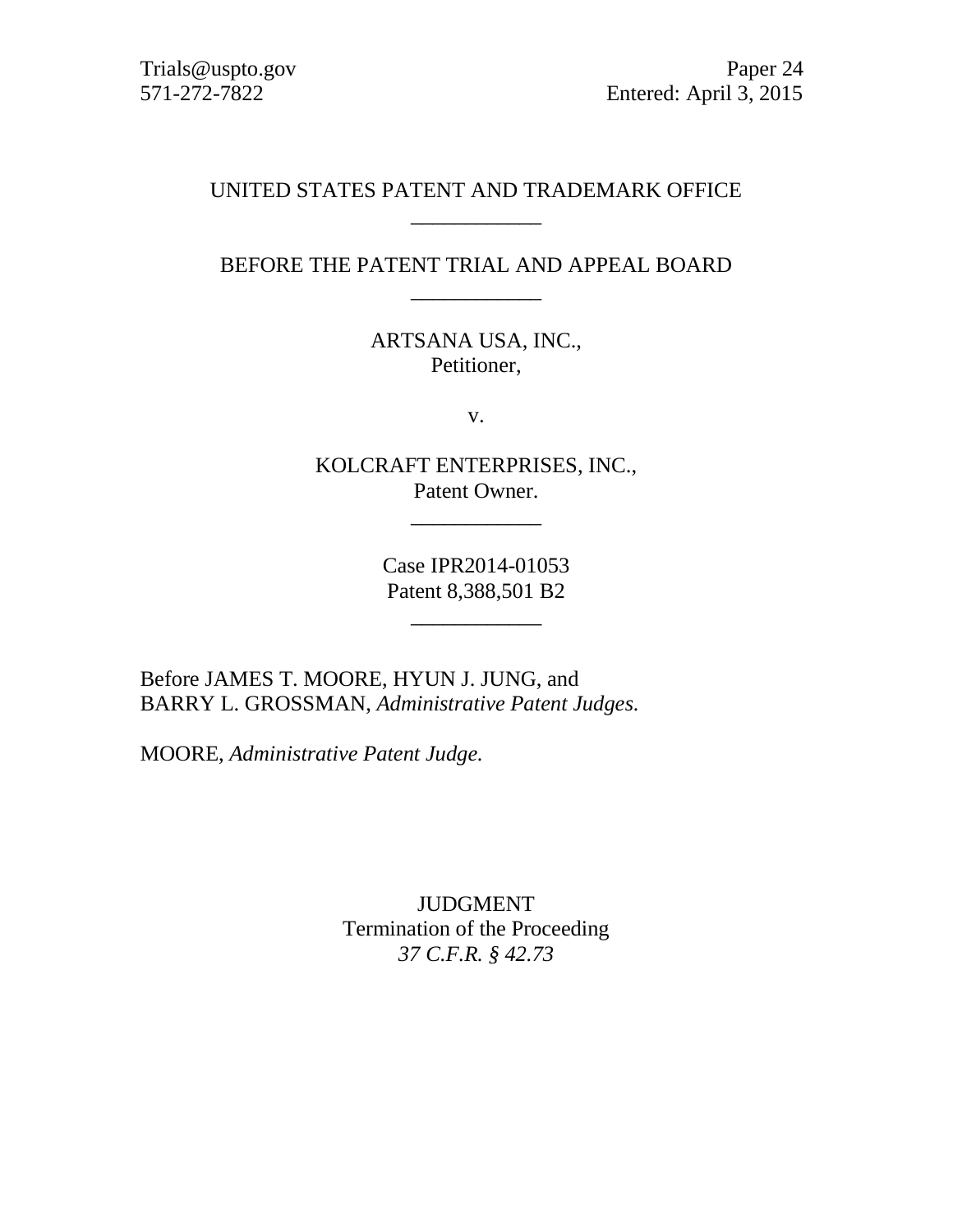Trials@uspto.gov
571-272-7822

Paper 24
Entered: April 3, 2015

UNITED STATES PATENT AND TRADEMARK OFFICE

\_\_\_\_\_\_\_\_\_\_\_\_

BEFORE THE PATENT TRIAL AND APPEAL BOARD

\_\_\_\_\_\_\_\_\_\_\_\_

ARTSANA USA, INC.,
Petitioner,

v.

KOLCRAFT ENTERPRISES, INC.,
Patent Owner.

\_\_\_\_\_\_\_\_\_\_\_\_

Case IPR2014-01053
Patent 8,388,501 B2

\_\_\_\_\_\_\_\_\_\_\_\_

Before JAMES T. MOORE, HYUN J. JUNG, and
BARRY L. GROSSMAN, *Administrative Patent Judges.*

MOORE, *Administrative Patent Judge.*

JUDGMENT
Termination of the Proceeding
*37 C.F.R. § 42.73*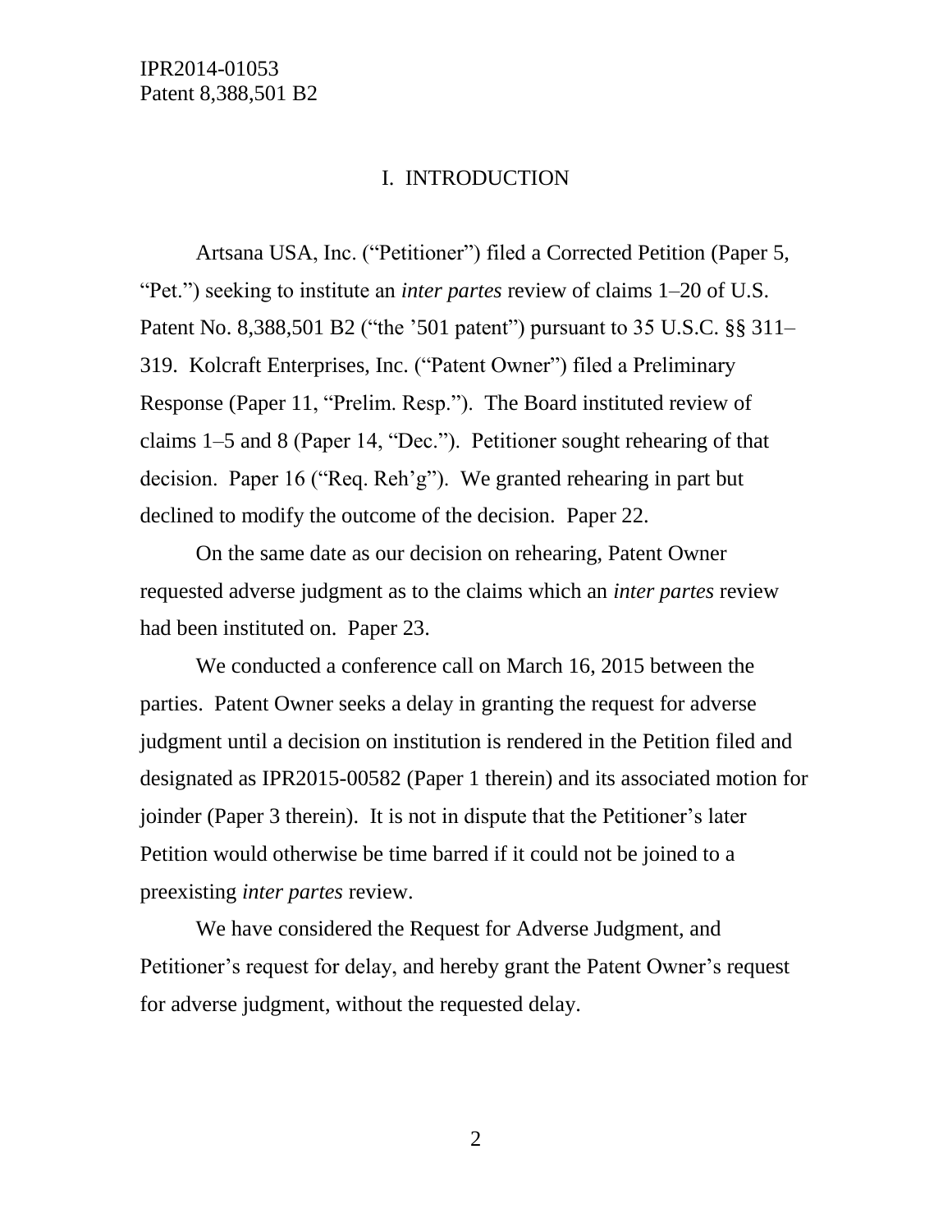## I. INTRODUCTION

Artsana USA, Inc. ("Petitioner") filed a Corrected Petition (Paper 5, "Pet.") seeking to institute an *inter partes* review of claims 1–20 of U.S. Patent No. 8,388,501 B2 ("the '501 patent") pursuant to 35 U.S.C. §§ 311–319. Kolcraft Enterprises, Inc. ("Patent Owner") filed a Preliminary Response (Paper 11, "Prelim. Resp."). The Board instituted review of claims 1–5 and 8 (Paper 14, "Dec."). Petitioner sought rehearing of that decision. Paper 16 ("Req. Reh'g"). We granted rehearing in part but declined to modify the outcome of the decision. Paper 22.

On the same date as our decision on rehearing, Patent Owner requested adverse judgment as to the claims which an *inter partes* review had been instituted on. Paper 23.

We conducted a conference call on March 16, 2015 between the parties. Patent Owner seeks a delay in granting the request for adverse judgment until a decision on institution is rendered in the Petition filed and designated as IPR2015-00582 (Paper 1 therein) and its associated motion for joinder (Paper 3 therein). It is not in dispute that the Petitioner's later Petition would otherwise be time barred if it could not be joined to a preexisting *inter partes* review.

We have considered the Request for Adverse Judgment, and Petitioner's request for delay, and hereby grant the Patent Owner's request for adverse judgment, without the requested delay.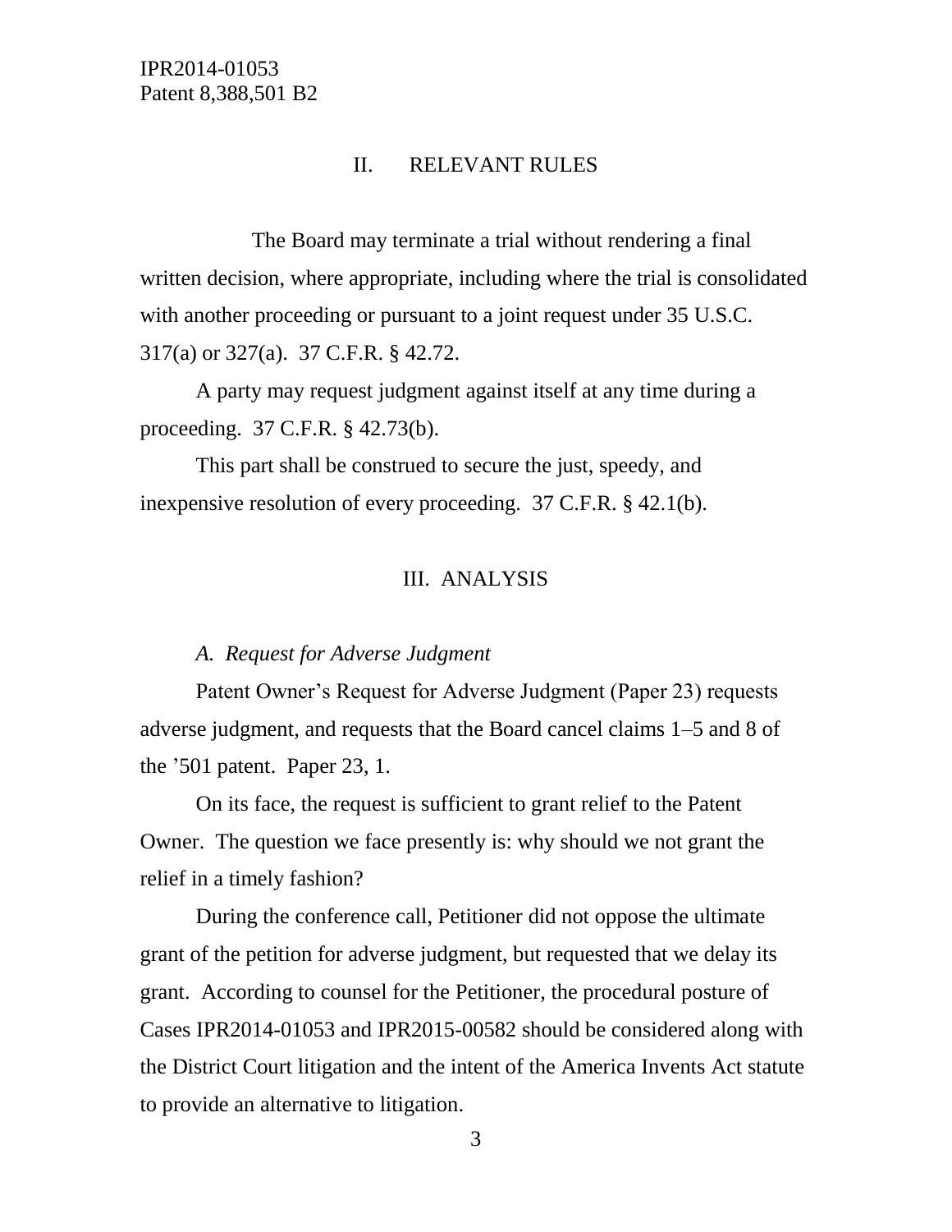## II. RELEVANT RULES

The Board may terminate a trial without rendering a final written decision, where appropriate, including where the trial is consolidated with another proceeding or pursuant to a joint request under 35 U.S.C. 317(a) or 327(a). 37 C.F.R. § 42.72.

A party may request judgment against itself at any time during a proceeding. 37 C.F.R. § 42.73(b).

This part shall be construed to secure the just, speedy, and inexpensive resolution of every proceeding. 37 C.F.R. § 42.1(b).

## III. ANALYSIS

### *A. Request for Adverse Judgment*

Patent Owner's Request for Adverse Judgment (Paper 23) requests adverse judgment, and requests that the Board cancel claims 1–5 and 8 of the '501 patent. Paper 23, 1.

On its face, the request is sufficient to grant relief to the Patent Owner. The question we face presently is: why should we not grant the relief in a timely fashion?

During the conference call, Petitioner did not oppose the ultimate grant of the petition for adverse judgment, but requested that we delay its grant. According to counsel for the Petitioner, the procedural posture of Cases IPR2014-01053 and IPR2015-00582 should be considered along with the District Court litigation and the intent of the America Invents Act statute to provide an alternative to litigation.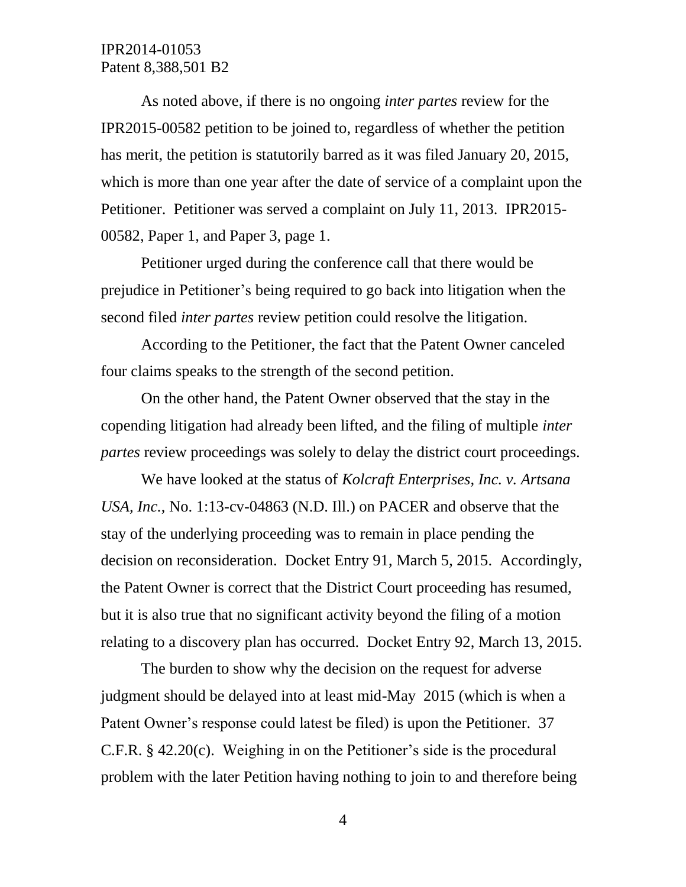As noted above, if there is no ongoing *inter partes* review for the IPR2015-00582 petition to be joined to, regardless of whether the petition has merit, the petition is statutorily barred as it was filed January 20, 2015, which is more than one year after the date of service of a complaint upon the Petitioner. Petitioner was served a complaint on July 11, 2013. IPR2015-00582, Paper 1, and Paper 3, page 1.

Petitioner urged during the conference call that there would be prejudice in Petitioner's being required to go back into litigation when the second filed *inter partes* review petition could resolve the litigation.

According to the Petitioner, the fact that the Patent Owner canceled four claims speaks to the strength of the second petition.

On the other hand, the Patent Owner observed that the stay in the copending litigation had already been lifted, and the filing of multiple *inter partes* review proceedings was solely to delay the district court proceedings.

We have looked at the status of *Kolcraft Enterprises, Inc. v. Artsana USA, Inc.*, No. 1:13-cv-04863 (N.D. Ill.) on PACER and observe that the stay of the underlying proceeding was to remain in place pending the decision on reconsideration. Docket Entry 91, March 5, 2015. Accordingly, the Patent Owner is correct that the District Court proceeding has resumed, but it is also true that no significant activity beyond the filing of a motion relating to a discovery plan has occurred. Docket Entry 92, March 13, 2015.

The burden to show why the decision on the request for adverse judgment should be delayed into at least mid-May 2015 (which is when a Patent Owner's response could latest be filed) is upon the Petitioner. 37 C.F.R. § 42.20(c). Weighing in on the Petitioner's side is the procedural problem with the later Petition having nothing to join to and therefore being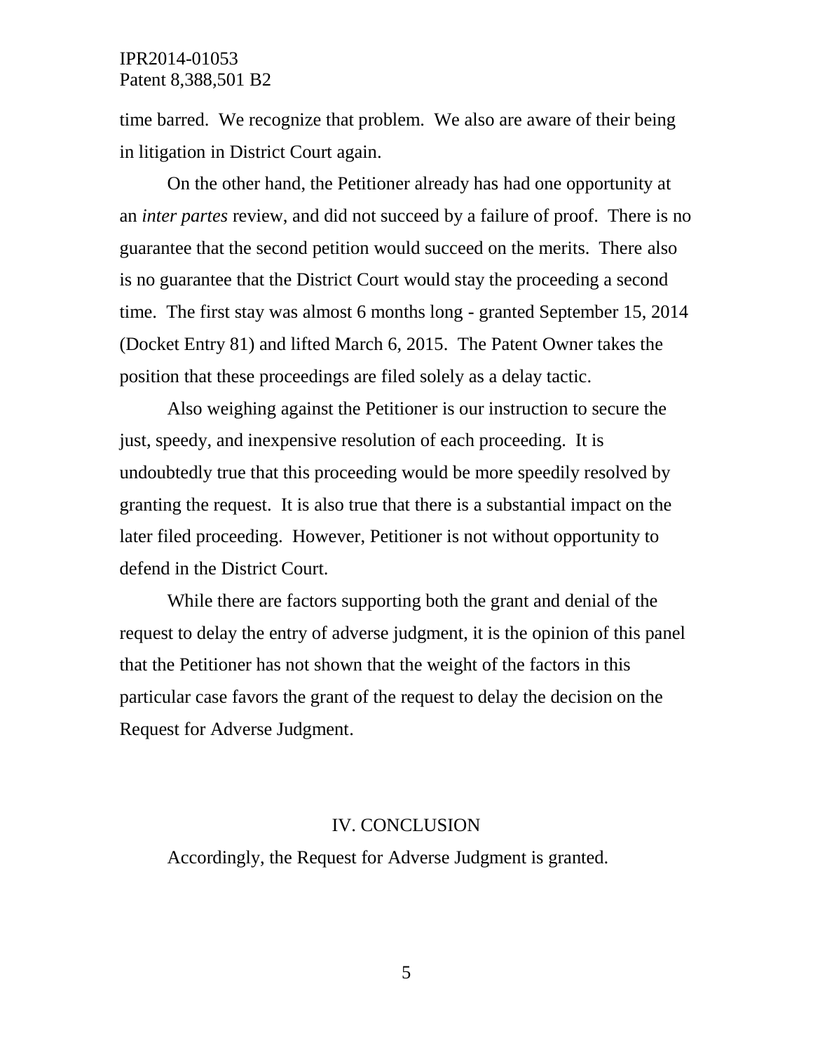time barred. We recognize that problem. We also are aware of their being in litigation in District Court again.

On the other hand, the Petitioner already has had one opportunity at an *inter partes* review, and did not succeed by a failure of proof. There is no guarantee that the second petition would succeed on the merits. There also is no guarantee that the District Court would stay the proceeding a second time. The first stay was almost 6 months long - granted September 15, 2014 (Docket Entry 81) and lifted March 6, 2015. The Patent Owner takes the position that these proceedings are filed solely as a delay tactic.

Also weighing against the Petitioner is our instruction to secure the just, speedy, and inexpensive resolution of each proceeding. It is undoubtedly true that this proceeding would be more speedily resolved by granting the request. It is also true that there is a substantial impact on the later filed proceeding. However, Petitioner is not without opportunity to defend in the District Court.

While there are factors supporting both the grant and denial of the request to delay the entry of adverse judgment, it is the opinion of this panel that the Petitioner has not shown that the weight of the factors in this particular case favors the grant of the request to delay the decision on the Request for Adverse Judgment.

## IV. CONCLUSION

Accordingly, the Request for Adverse Judgment is granted.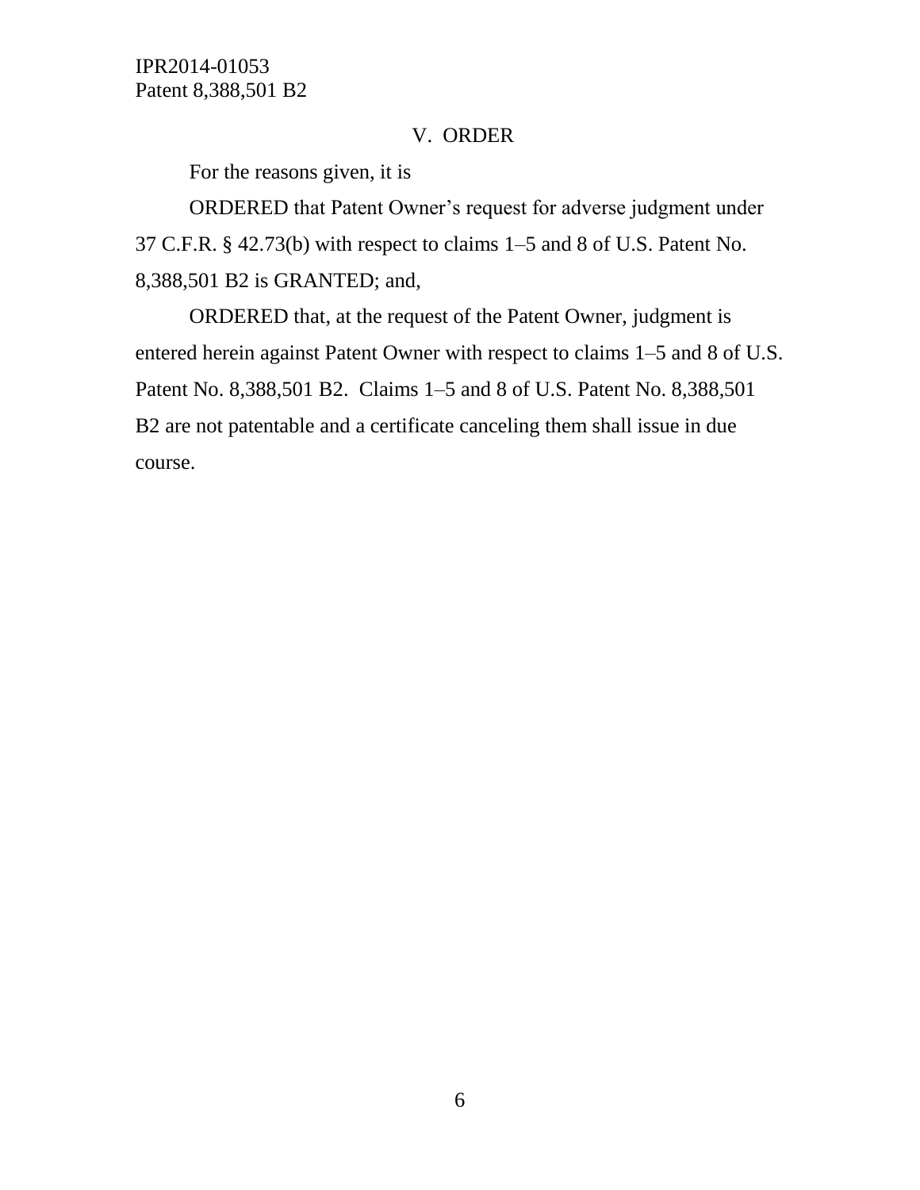## V. ORDER

For the reasons given, it is

ORDERED that Patent Owner's request for adverse judgment under 37 C.F.R. § 42.73(b) with respect to claims 1–5 and 8 of U.S. Patent No. 8,388,501 B2 is GRANTED; and,

ORDERED that, at the request of the Patent Owner, judgment is entered herein against Patent Owner with respect to claims 1–5 and 8 of U.S. Patent No. 8,388,501 B2. Claims 1–5 and 8 of U.S. Patent No. 8,388,501 B2 are not patentable and a certificate canceling them shall issue in due course.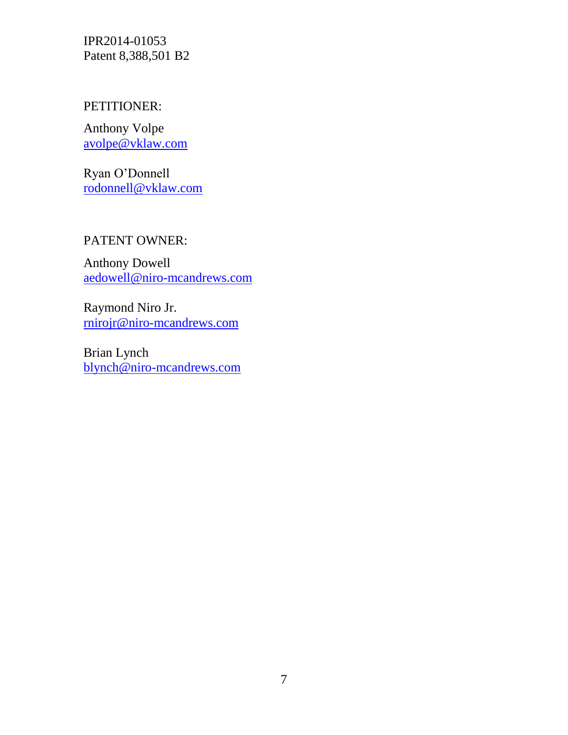IPR2014-01053
Patent 8,388,501 B2

PETITIONER:

Anthony Volpe
avolpe@vklaw.com

Ryan O'Donnell
rodonnell@vklaw.com

PATENT OWNER:

Anthony Dowell
aedowell@niro-mcandrews.com

Raymond Niro Jr.
rnirojr@niro-mcandrews.com

Brian Lynch
blynch@niro-mcandrews.com